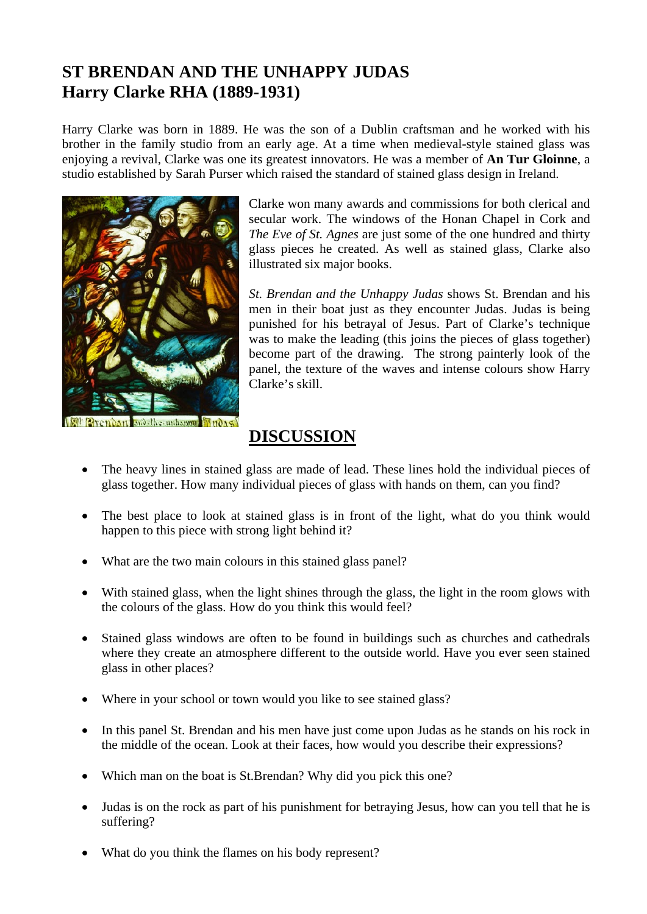# ST BRENDAN AND THE UNHAPPY JUDAS
# Harry Clarke RHA (1889-1931)

Harry Clarke was born in 1889. He was the son of a Dublin craftsman and he worked with his brother in the family studio from an early age. At a time when medieval-style stained glass was enjoying a revival, Clarke was one its greatest innovators. He was a member of **An Tur Gloinne**, a studio established by Sarah Purser which raised the standard of stained glass design in Ireland.

Clarke won many awards and commissions for both clerical and secular work. The windows of the Honan Chapel in Cork and *The Eve of St. Agnes* are just some of the one hundred and thirty glass pieces he created. As well as stained glass, Clarke also illustrated six major books.

*St. Brendan and the Unhappy Judas* shows St. Brendan and his men in their boat just as they encounter Judas. Judas is being punished for his betrayal of Jesus. Part of Clarke's technique was to make the leading (this joins the pieces of glass together) become part of the drawing. The strong painterly look of the panel, the texture of the waves and intense colours show Harry Clarke's skill.

## DISCUSSION

- The heavy lines in stained glass are made of lead. These lines hold the individual pieces of glass together. How many individual pieces of glass with hands on them, can you find?
- The best place to look at stained glass is in front of the light, what do you think would happen to this piece with strong light behind it?
- What are the two main colours in this stained glass panel?
- With stained glass, when the light shines through the glass, the light in the room glows with the colours of the glass. How do you think this would feel?
- Stained glass windows are often to be found in buildings such as churches and cathedrals where they create an atmosphere different to the outside world. Have you ever seen stained glass in other places?
- Where in your school or town would you like to see stained glass?
- In this panel St. Brendan and his men have just come upon Judas as he stands on his rock in the middle of the ocean. Look at their faces, how would you describe their expressions?
- Which man on the boat is St.Brendan? Why did you pick this one?
- Judas is on the rock as part of his punishment for betraying Jesus, how can you tell that he is suffering?
- What do you think the flames on his body represent?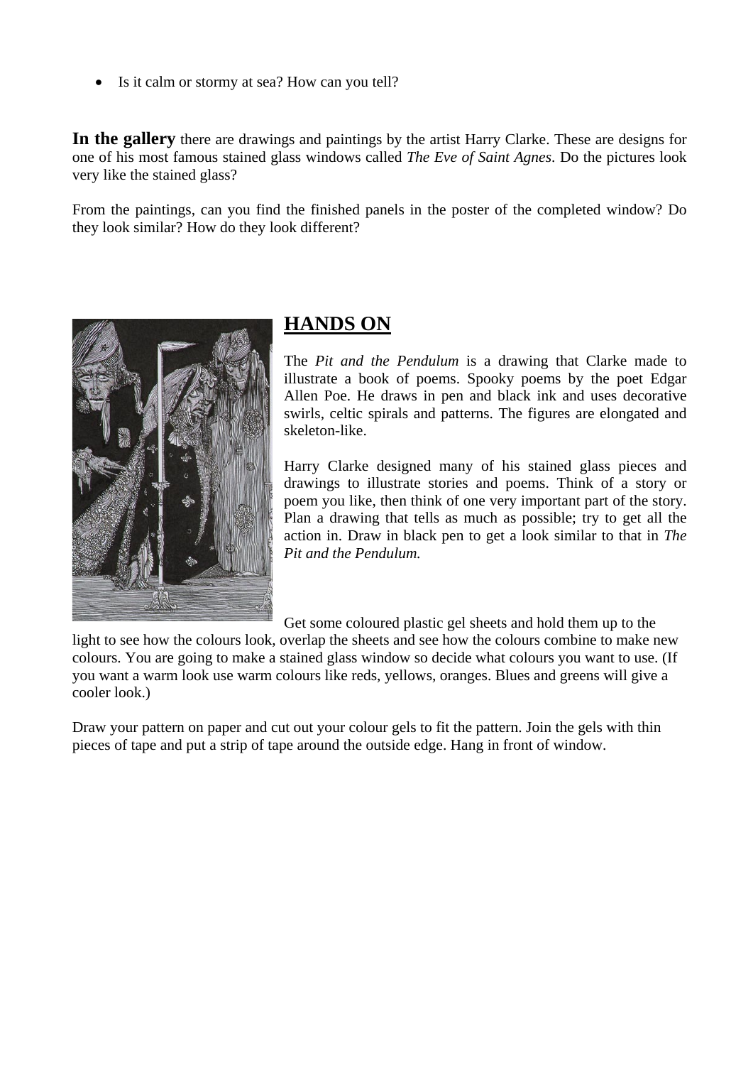- Is it calm or stormy at sea? How can you tell?

**In the gallery** there are drawings and paintings by the artist Harry Clarke. These are designs for one of his most famous stained glass windows called *The Eve of Saint Agnes*. Do the pictures look very like the stained glass?

From the paintings, can you find the finished panels in the poster of the completed window? Do they look similar? How do they look different?

## HANDS ON

The *Pit and the Pendulum* is a drawing that Clarke made to illustrate a book of poems. Spooky poems by the poet Edgar Allen Poe. He draws in pen and black ink and uses decorative swirls, celtic spirals and patterns. The figures are elongated and skeleton-like.

Harry Clarke designed many of his stained glass pieces and drawings to illustrate stories and poems. Think of a story or poem you like, then think of one very important part of the story. Plan a drawing that tells as much as possible; try to get all the action in. Draw in black pen to get a look similar to that in *The Pit and the Pendulum.*

Get some coloured plastic gel sheets and hold them up to the light to see how the colours look, overlap the sheets and see how the colours combine to make new colours. You are going to make a stained glass window so decide what colours you want to use. (If you want a warm look use warm colours like reds, yellows, oranges. Blues and greens will give a cooler look.)

Draw your pattern on paper and cut out your colour gels to fit the pattern. Join the gels with thin pieces of tape and put a strip of tape around the outside edge. Hang in front of window.